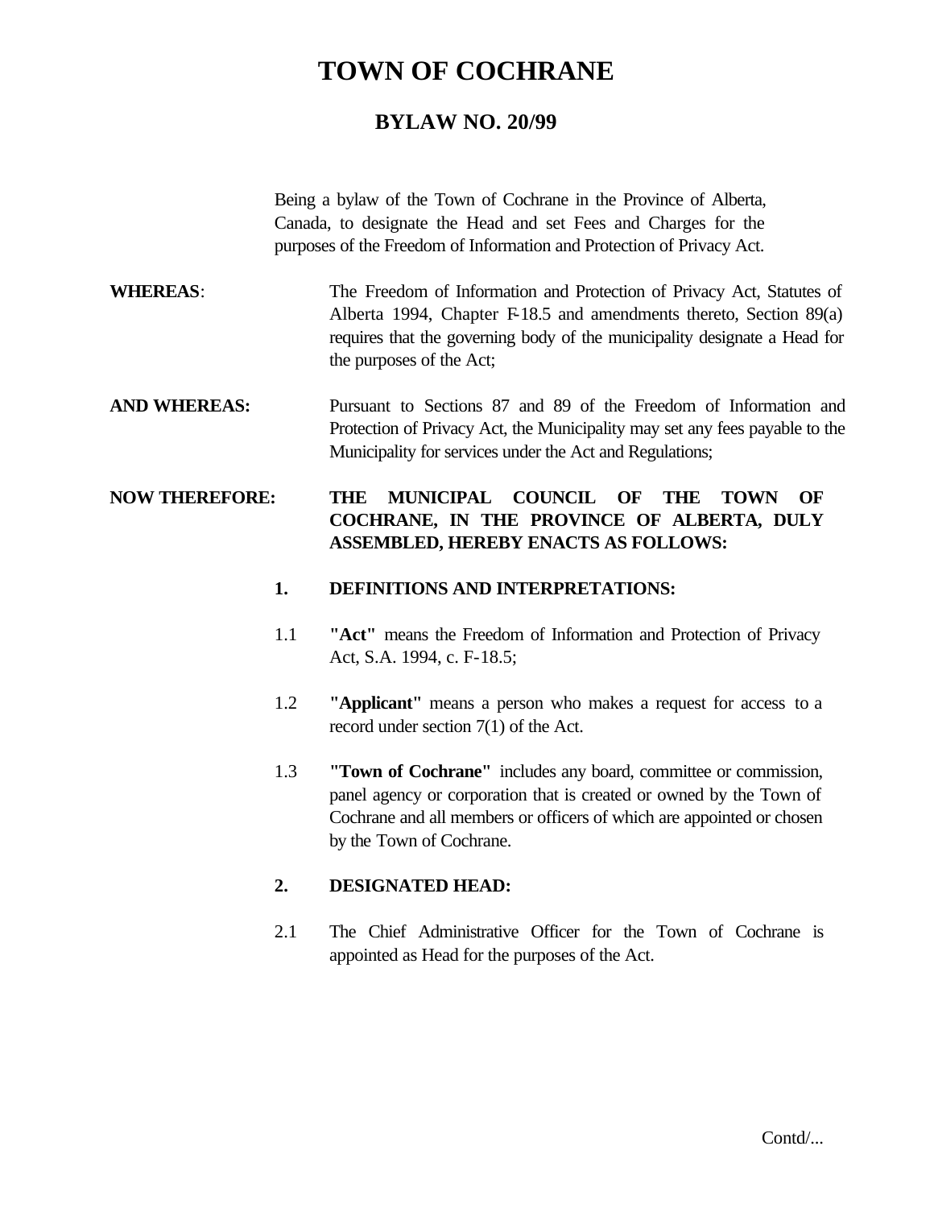# TOWN OF COCHRANE

## BYLAW NO. 20/99

Being a bylaw of the Town of Cochrane in the Province of Alberta, Canada, to designate the Head and set Fees and Charges for the purposes of the Freedom of Information and Protection of Privacy Act.

**WHEREAS**: The Freedom of Information and Protection of Privacy Act, Statutes of Alberta 1994, Chapter F-18.5 and amendments thereto, Section 89(a) requires that the governing body of the municipality designate a Head for the purposes of the Act;

**AND WHEREAS:** Pursuant to Sections 87 and 89 of the Freedom of Information and Protection of Privacy Act, the Municipality may set any fees payable to the Municipality for services under the Act and Regulations;

**NOW THEREFORE:** **THE MUNICIPAL COUNCIL OF THE TOWN OF COCHRANE, IN THE PROVINCE OF ALBERTA, DULY ASSEMBLED, HEREBY ENACTS AS FOLLOWS:**

### 1. DEFINITIONS AND INTERPRETATIONS:

1.1 **"Act"** means the Freedom of Information and Protection of Privacy Act, S.A. 1994, c. F-18.5;

1.2 **"Applicant"** means a person who makes a request for access to a record under section 7(1) of the Act.

1.3 **"Town of Cochrane"** includes any board, committee or commission, panel agency or corporation that is created or owned by the Town of Cochrane and all members or officers of which are appointed or chosen by the Town of Cochrane.

### 2. DESIGNATED HEAD:

2.1 The Chief Administrative Officer for the Town of Cochrane is appointed as Head for the purposes of the Act.

Contd/...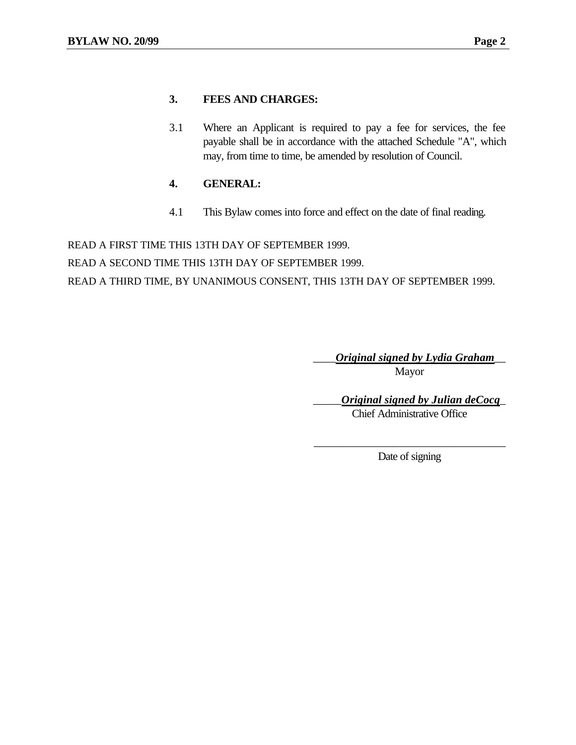## 3. FEES AND CHARGES:

3.1 Where an Applicant is required to pay a fee for services, the fee payable shall be in accordance with the attached Schedule "A", which may, from time to time, be amended by resolution of Council.

## 4. GENERAL:

4.1 This Bylaw comes into force and effect on the date of final reading.

READ A FIRST TIME THIS 13TH DAY OF SEPTEMBER 1999.

READ A SECOND TIME THIS 13TH DAY OF SEPTEMBER 1999.

READ A THIRD TIME, BY UNANIMOUS CONSENT, THIS 13TH DAY OF SEPTEMBER 1999.

____***Original signed by Lydia Graham***__
Mayor

_____***Original signed by Julian deCocq***_
Chief Administrative Office

___________________________________
Date of signing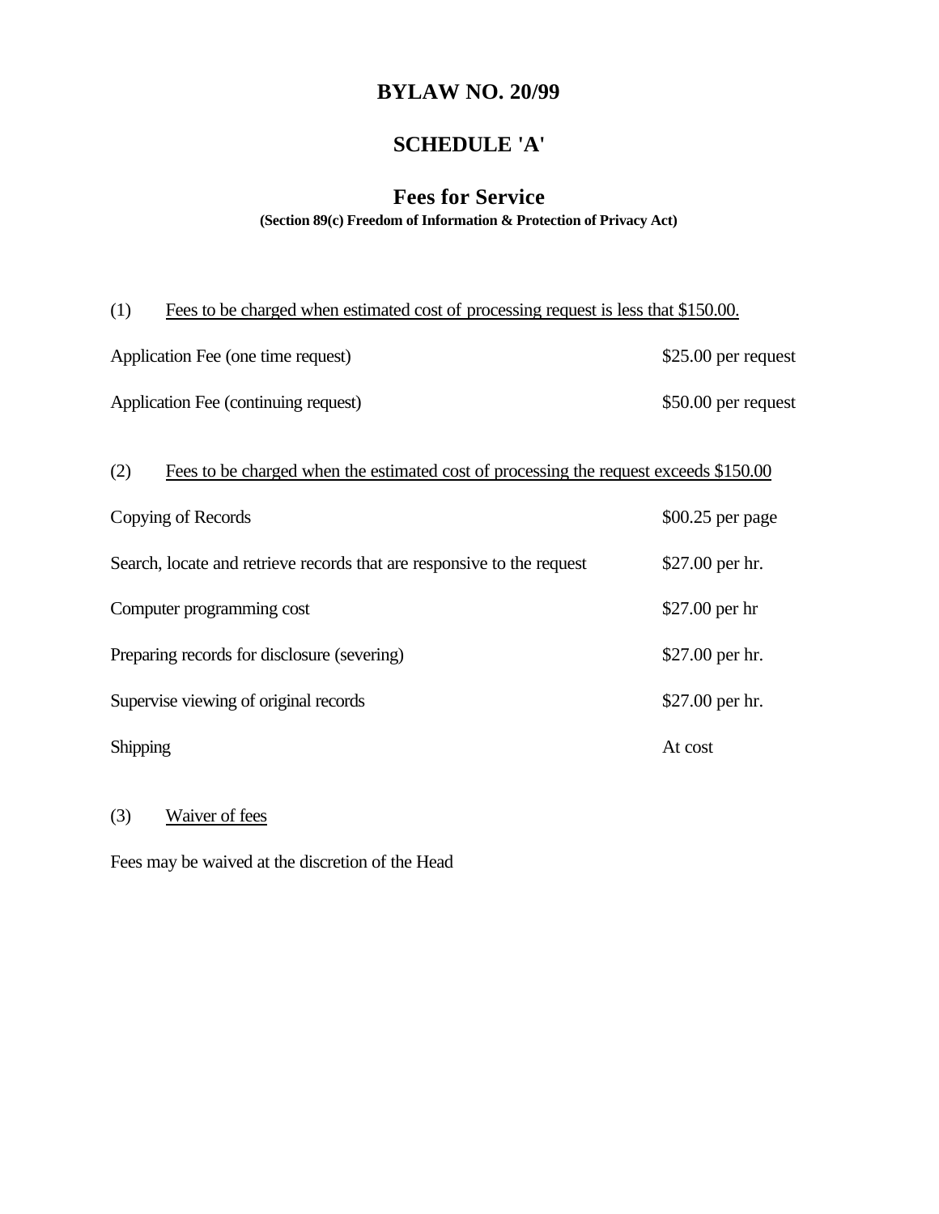# BYLAW NO. 20/99

## SCHEDULE 'A'

### Fees for Service

**(Section 89(c) Freedom of Information & Protection of Privacy Act)**

(1) <u>Fees to be charged when estimated cost of processing request is less that $150.00.</u>

| | |
|---|---|
| Application Fee (one time request) | $25.00 per request |
| Application Fee (continuing request) | $50.00 per request |

(2) <u>Fees to be charged when the estimated cost of processing the request exceeds $150.00</u>

| | |
|---|---|
| Copying of Records | $00.25 per page |
| Search, locate and retrieve records that are responsive to the request | $27.00 per hr. |
| Computer programming cost | $27.00 per hr |
| Preparing records for disclosure (severing) | $27.00 per hr. |
| Supervise viewing of original records | $27.00 per hr. |
| Shipping | At cost |

(3) <u>Waiver of fees</u>

Fees may be waived at the discretion of the Head